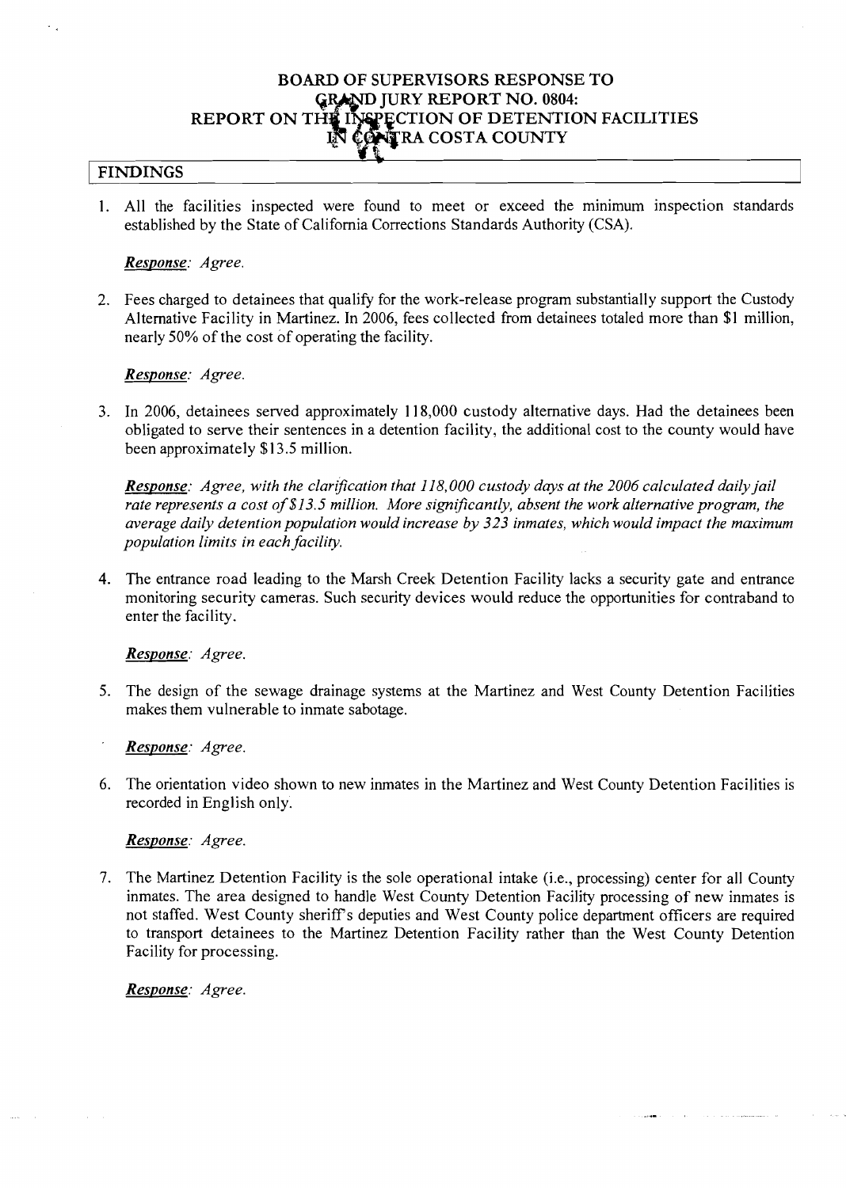# BOARD OF SUPERVISORS RESPONSE TO GRAND JURY REPORT NO. 0804: REPORT ON THE INSPECTION OF DETENTION FACILITIES IN CONTRA COSTA COUNTY

## FINDINGS

1. All the facilities inspected were found to meet or exceed the minimum inspection standards established by the State of California Corrections Standards Authority (CSA).

   ***Response**: Agree.*

2. Fees charged to detainees that qualify for the work-release program substantially support the Custody Alternative Facility in Martinez. In 2006, fees collected from detainees totaled more than $1 million, nearly 50% of the cost of operating the facility.

   ***Response**: Agree.*

3. In 2006, detainees served approximately 118,000 custody alternative days. Had the detainees been obligated to serve their sentences in a detention facility, the additional cost to the county would have been approximately $13.5 million.

   ***Response**: Agree, with the clarification that 118,000 custody days at the 2006 calculated daily jail rate represents a cost of $13.5 million. More significantly, absent the work alternative program, the average daily detention population would increase by 323 inmates, which would impact the maximum population limits in each facility.*

4. The entrance road leading to the Marsh Creek Detention Facility lacks a security gate and entrance monitoring security cameras. Such security devices would reduce the opportunities for contraband to enter the facility.

   ***Response**: Agree.*

5. The design of the sewage drainage systems at the Martinez and West County Detention Facilities makes them vulnerable to inmate sabotage.

   ***Response**: Agree.*

6. The orientation video shown to new inmates in the Martinez and West County Detention Facilities is recorded in English only.

   ***Response**: Agree.*

7. The Martinez Detention Facility is the sole operational intake (i.e., processing) center for all County inmates. The area designed to handle West County Detention Facility processing of new inmates is not staffed. West County sheriff's deputies and West County police department officers are required to transport detainees to the Martinez Detention Facility rather than the West County Detention Facility for processing.

   ***Response**: Agree.*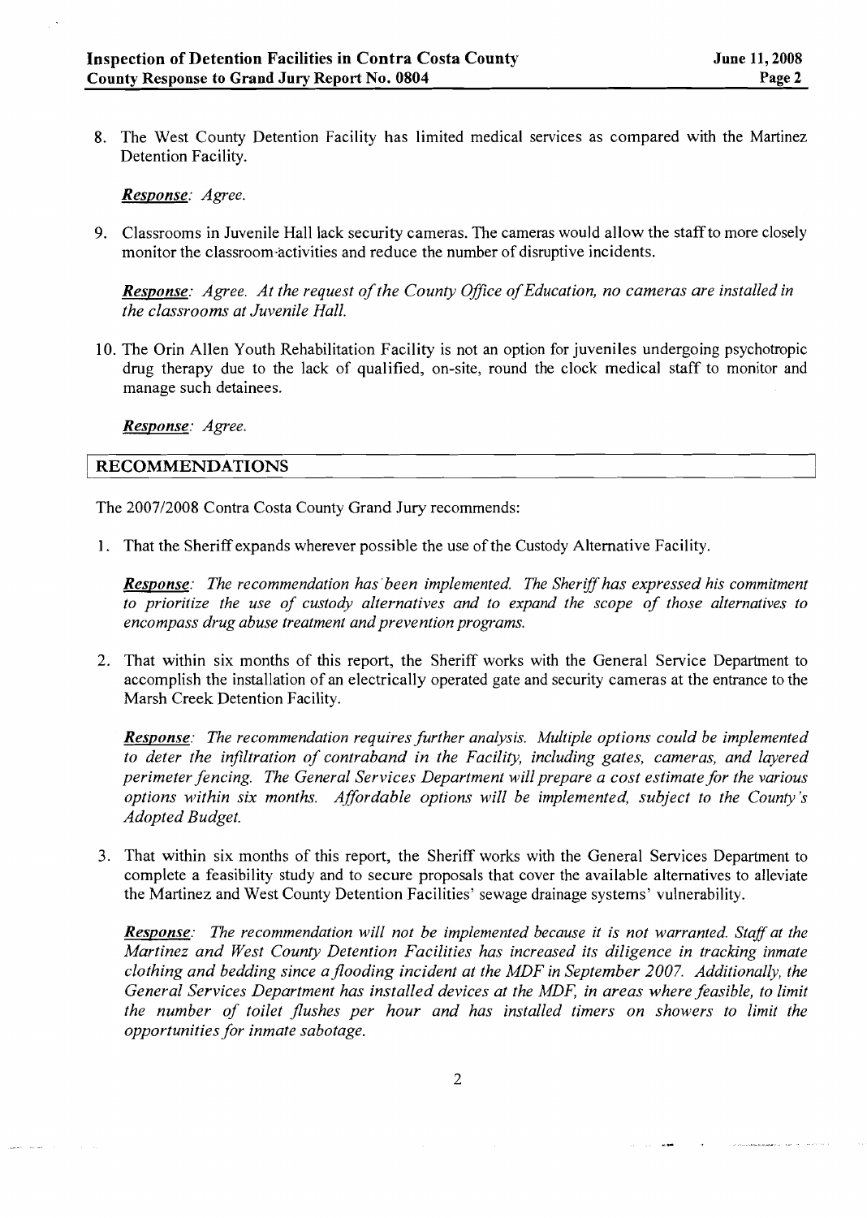8. The West County Detention Facility has limited medical services as compared with the Martinez Detention Facility.

   ***Response***: *Agree.*

9. Classrooms in Juvenile Hall lack security cameras. The cameras would allow the staff to more closely monitor the classroom activities and reduce the number of disruptive incidents.

   ***Response***: *Agree. At the request of the County Office of Education, no cameras are installed in the classrooms at Juvenile Hall.*

10. The Orin Allen Youth Rehabilitation Facility is not an option for juveniles undergoing psychotropic drug therapy due to the lack of qualified, on-site, round the clock medical staff to monitor and manage such detainees.

    ***Response***: *Agree.*

## RECOMMENDATIONS

The 2007/2008 Contra Costa County Grand Jury recommends:

1. That the Sheriff expands wherever possible the use of the Custody Alternative Facility.

   ***Response***: *The recommendation has been implemented. The Sheriff has expressed his commitment to prioritize the use of custody alternatives and to expand the scope of those alternatives to encompass drug abuse treatment and prevention programs.*

2. That within six months of this report, the Sheriff works with the General Service Department to accomplish the installation of an electrically operated gate and security cameras at the entrance to the Marsh Creek Detention Facility.

   ***Response***: *The recommendation requires further analysis. Multiple options could be implemented to deter the infiltration of contraband in the Facility, including gates, cameras, and layered perimeter fencing. The General Services Department will prepare a cost estimate for the various options within six months. Affordable options will be implemented, subject to the County's Adopted Budget.*

3. That within six months of this report, the Sheriff works with the General Services Department to complete a feasibility study and to secure proposals that cover the available alternatives to alleviate the Martinez and West County Detention Facilities' sewage drainage systems' vulnerability.

   ***Response***: *The recommendation will not be implemented because it is not warranted. Staff at the Martinez and West County Detention Facilities has increased its diligence in tracking inmate clothing and bedding since a flooding incident at the MDF in September 2007. Additionally, the General Services Department has installed devices at the MDF, in areas where feasible, to limit the number of toilet flushes per hour and has installed timers on showers to limit the opportunities for inmate sabotage.*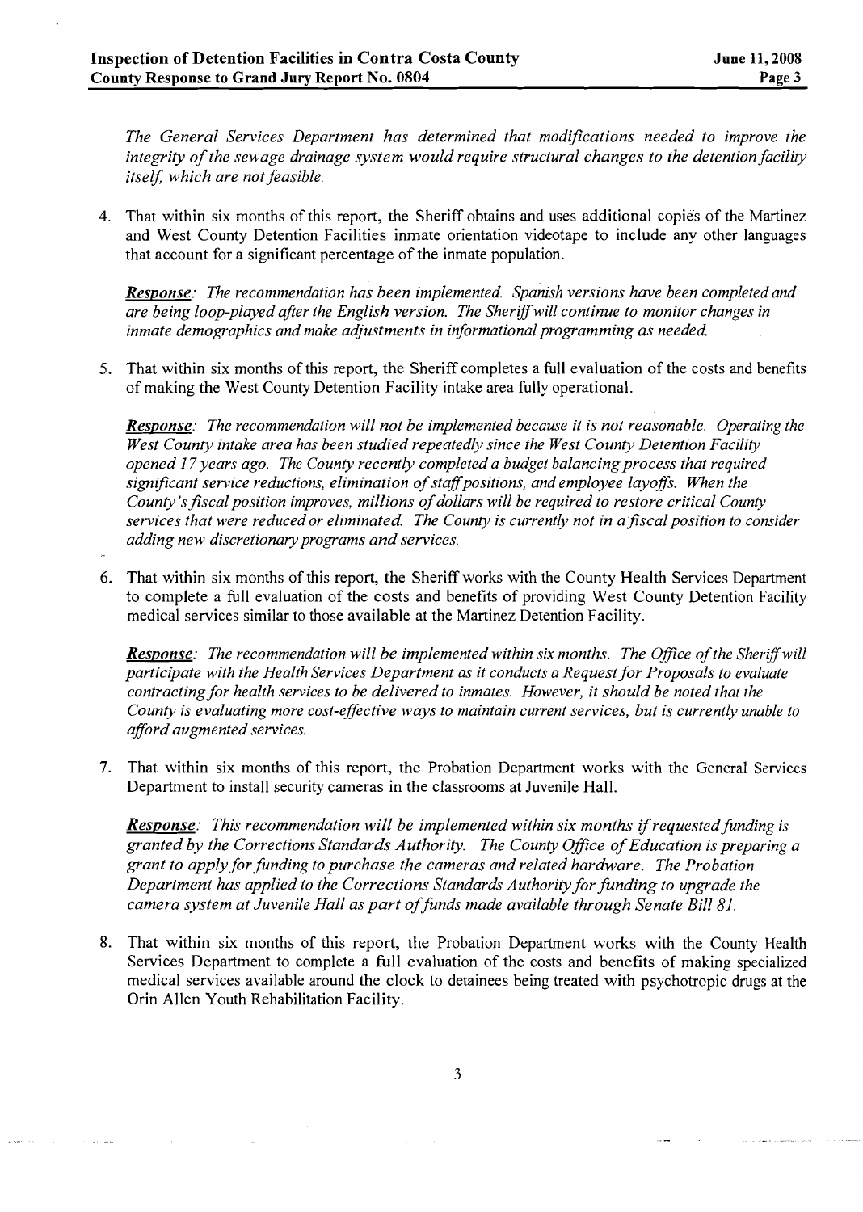*The General Services Department has determined that modifications needed to improve the integrity of the sewage drainage system would require structural changes to the detention facility itself, which are not feasible.*

4. That within six months of this report, the Sheriff obtains and uses additional copies of the Martinez and West County Detention Facilities inmate orientation videotape to include any other languages that account for a significant percentage of the inmate population.

   ***Response**: The recommendation has been implemented. Spanish versions have been completed and are being loop-played after the English version. The Sheriff will continue to monitor changes in inmate demographics and make adjustments in informational programming as needed.*

5. That within six months of this report, the Sheriff completes a full evaluation of the costs and benefits of making the West County Detention Facility intake area fully operational.

   ***Response**: The recommendation will not be implemented because it is not reasonable. Operating the West County intake area has been studied repeatedly since the West County Detention Facility opened 17 years ago. The County recently completed a budget balancing process that required significant service reductions, elimination of staff positions, and employee layoffs. When the County's fiscal position improves, millions of dollars will be required to restore critical County services that were reduced or eliminated. The County is currently not in a fiscal position to consider adding new discretionary programs and services.*

6. That within six months of this report, the Sheriff works with the County Health Services Department to complete a full evaluation of the costs and benefits of providing West County Detention Facility medical services similar to those available at the Martinez Detention Facility.

   ***Response**: The recommendation will be implemented within six months. The Office of the Sheriff will participate with the Health Services Department as it conducts a Request for Proposals to evaluate contracting for health services to be delivered to inmates. However, it should be noted that the County is evaluating more cost-effective ways to maintain current services, but is currently unable to afford augmented services.*

7. That within six months of this report, the Probation Department works with the General Services Department to install security cameras in the classrooms at Juvenile Hall.

   ***Response**: This recommendation will be implemented within six months if requested funding is granted by the Corrections Standards Authority. The County Office of Education is preparing a grant to apply for funding to purchase the cameras and related hardware. The Probation Department has applied to the Corrections Standards Authority for funding to upgrade the camera system at Juvenile Hall as part of funds made available through Senate Bill 81.*

8. That within six months of this report, the Probation Department works with the County Health Services Department to complete a full evaluation of the costs and benefits of making specialized medical services available around the clock to detainees being treated with psychotropic drugs at the Orin Allen Youth Rehabilitation Facility.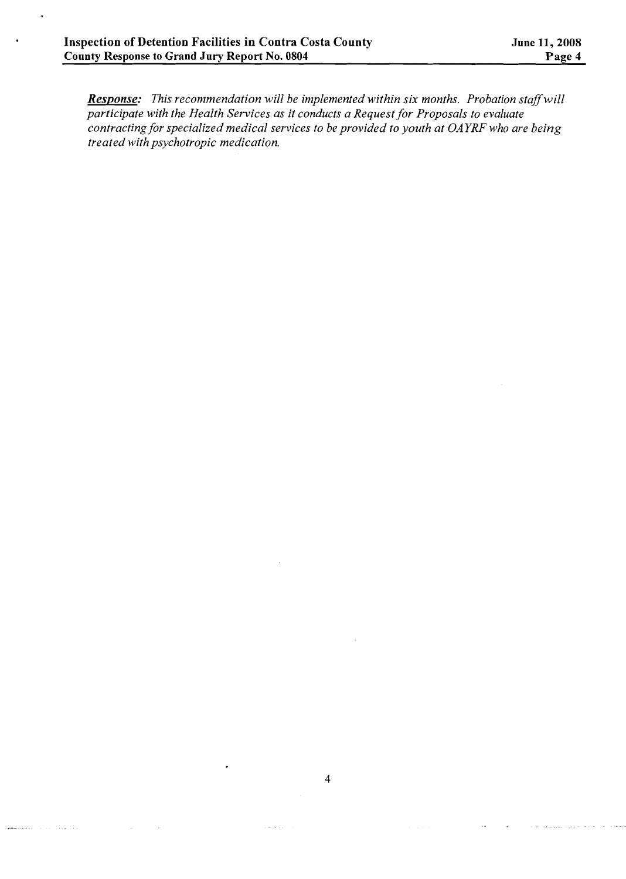***Response:*** *This recommendation will be implemented within six months. Probation staff will participate with the Health Services as it conducts a Request for Proposals to evaluate contracting for specialized medical services to be provided to youth at OAYRF who are being treated with psychotropic medication.*